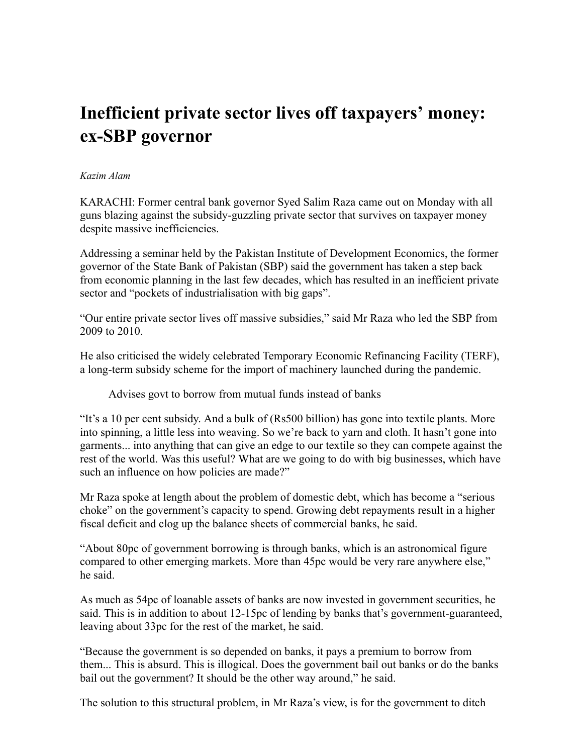# Inefficient private sector lives off taxpayers' money: ex-SBP governor

*Kazim Alam*

KARACHI: Former central bank governor Syed Salim Raza came out on Monday with all guns blazing against the subsidy-guzzling private sector that survives on taxpayer money despite massive inefficiencies.

Addressing a seminar held by the Pakistan Institute of Development Economics, the former governor of the State Bank of Pakistan (SBP) said the government has taken a step back from economic planning in the last few decades, which has resulted in an inefficient private sector and "pockets of industrialisation with big gaps".

"Our entire private sector lives off massive subsidies," said Mr Raza who led the SBP from 2009 to 2010.

He also criticised the widely celebrated Temporary Economic Refinancing Facility (TERF), a long-term subsidy scheme for the import of machinery launched during the pandemic.

> Advises govt to borrow from mutual funds instead of banks

"It's a 10 per cent subsidy. And a bulk of (Rs500 billion) has gone into textile plants. More into spinning, a little less into weaving. So we're back to yarn and cloth. It hasn't gone into garments... into anything that can give an edge to our textile so they can compete against the rest of the world. Was this useful? What are we going to do with big businesses, which have such an influence on how policies are made?"

Mr Raza spoke at length about the problem of domestic debt, which has become a "serious choke" on the government's capacity to spend. Growing debt repayments result in a higher fiscal deficit and clog up the balance sheets of commercial banks, he said.

"About 80pc of government borrowing is through banks, which is an astronomical figure compared to other emerging markets. More than 45pc would be very rare anywhere else," he said.

As much as 54pc of loanable assets of banks are now invested in government securities, he said. This is in addition to about 12-15pc of lending by banks that's government-guaranteed, leaving about 33pc for the rest of the market, he said.

"Because the government is so depended on banks, it pays a premium to borrow from them... This is absurd. This is illogical. Does the government bail out banks or do the banks bail out the government? It should be the other way around," he said.

The solution to this structural problem, in Mr Raza's view, is for the government to ditch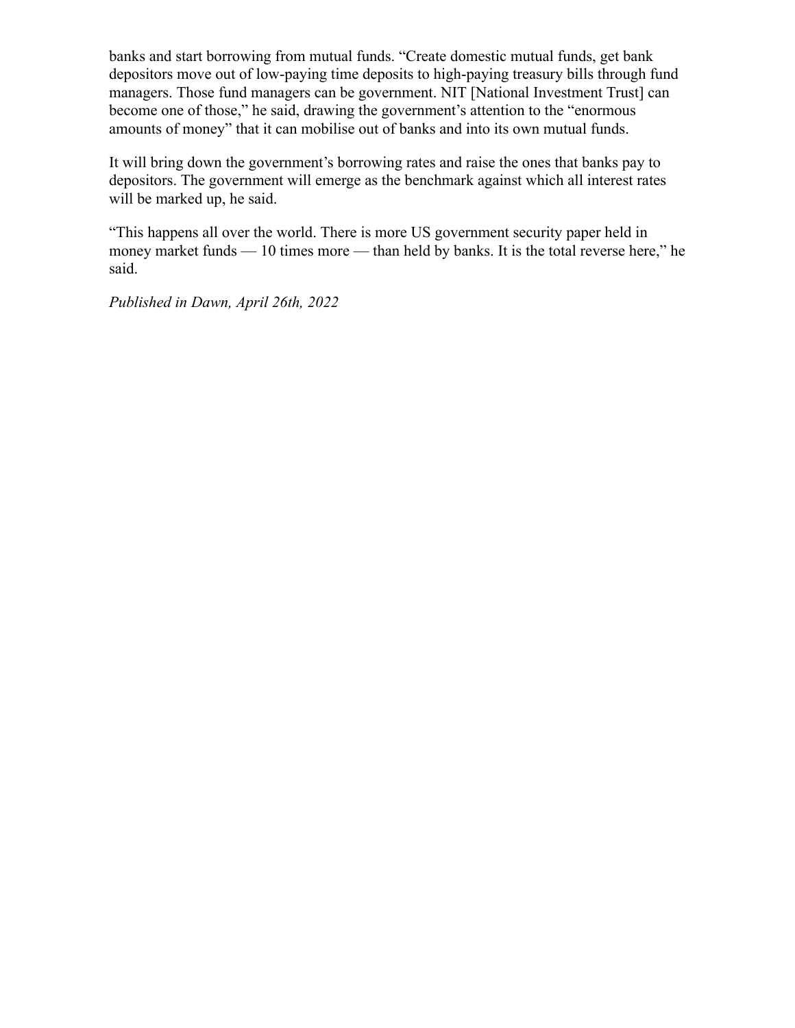banks and start borrowing from mutual funds. "Create domestic mutual funds, get bank depositors move out of low-paying time deposits to high-paying treasury bills through fund managers. Those fund managers can be government. NIT [National Investment Trust] can become one of those," he said, drawing the government's attention to the "enormous amounts of money" that it can mobilise out of banks and into its own mutual funds.

It will bring down the government's borrowing rates and raise the ones that banks pay to depositors. The government will emerge as the benchmark against which all interest rates will be marked up, he said.

"This happens all over the world. There is more US government security paper held in money market funds — 10 times more — than held by banks. It is the total reverse here," he said.

*Published in Dawn, April 26th, 2022*